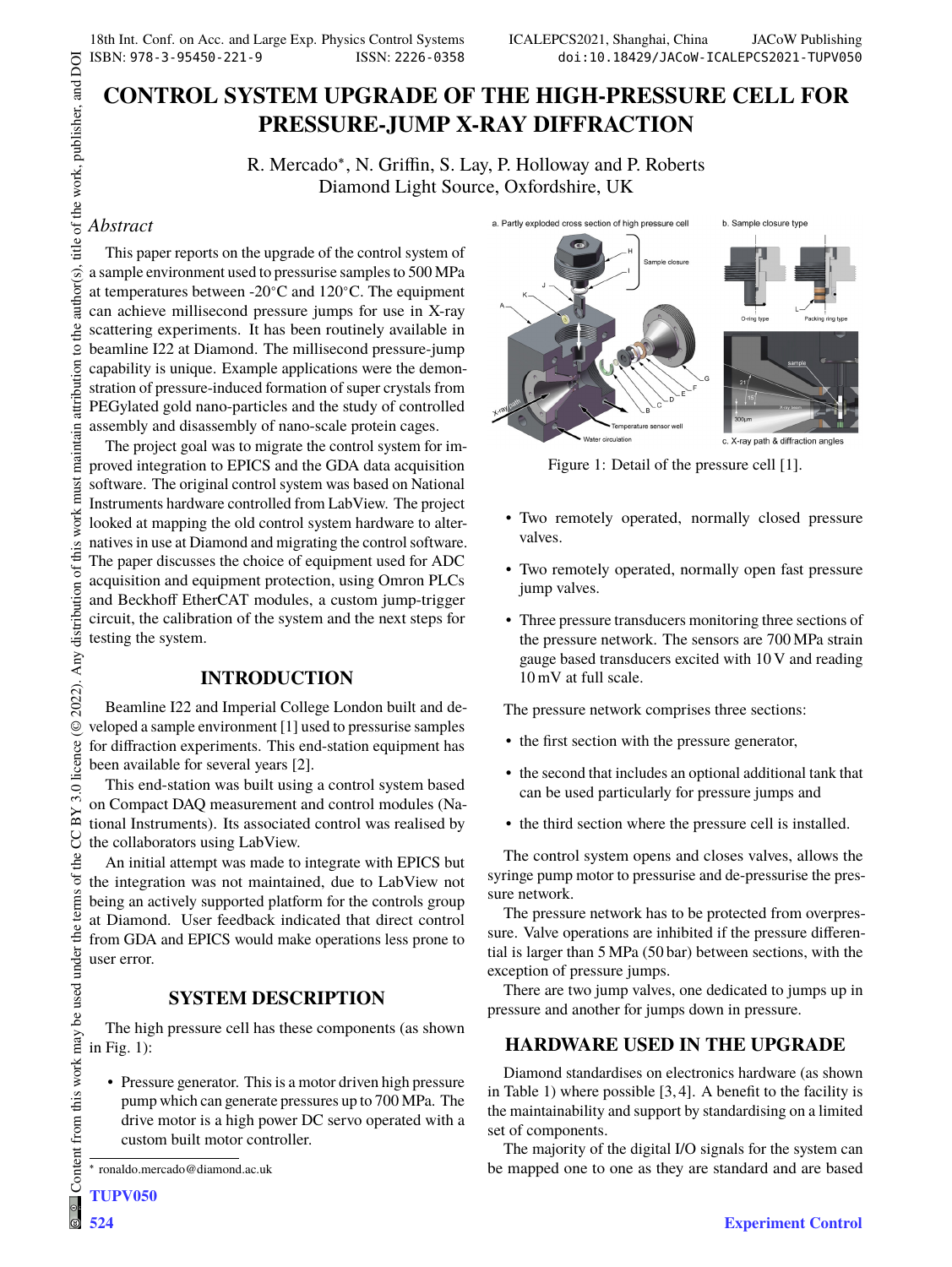# CONTROL SYSTEM UPGRADE OF THE HIGH-PRESSURE CELL FOR PRESSURE-JUMP X-RAY DIFFRACTION

R. Mercado*, N. Griffin, S. Lay, P. Holloway and P. Roberts
Diamond Light Source, Oxfordshire, UK

## *Abstract*

This paper reports on the upgrade of the control system of a sample environment used to pressurise samples to 500 MPa at temperatures between -20°C and 120°C. The equipment can achieve millisecond pressure jumps for use in X-ray scattering experiments. It has been routinely available in beamline I22 at Diamond. The millisecond pressure-jump capability is unique. Example applications were the demonstration of pressure-induced formation of super crystals from PEGylated gold nano-particles and the study of controlled assembly and disassembly of nano-scale protein cages.

The project goal was to migrate the control system for improved integration to EPICS and the GDA data acquisition software. The original control system was based on National Instruments hardware controlled from LabView. The project looked at mapping the old control system hardware to alternatives in use at Diamond and migrating the control software. The paper discusses the choice of equipment used for ADC acquisition and equipment protection, using Omron PLCs and Beckhoff EtherCAT modules, a custom jump-trigger circuit, the calibration of the system and the next steps for testing the system.

## INTRODUCTION

Beamline I22 and Imperial College London built and developed a sample environment [1] used to pressurise samples for diffraction experiments. This end-station equipment has been available for several years [2].

This end-station was built using a control system based on Compact DAQ measurement and control modules (National Instruments). Its associated control was realised by the collaborators using LabView.

An initial attempt was made to integrate with EPICS but the integration was not maintained, due to LabView not being an actively supported platform for the controls group at Diamond. User feedback indicated that direct control from GDA and EPICS would make operations less prone to user error.

## SYSTEM DESCRIPTION

The high pressure cell has these components (as shown in Fig. 1):

- Pressure generator. This is a motor driven high pressure pump which can generate pressures up to 700 MPa. The drive motor is a high power DC servo operated with a custom built motor controller.

Figure 1: Detail of the pressure cell [1].

- Two remotely operated, normally closed pressure valves.
- Two remotely operated, normally open fast pressure jump valves.
- Three pressure transducers monitoring three sections of the pressure network. The sensors are 700 MPa strain gauge based transducers excited with 10 V and reading 10 mV at full scale.

The pressure network comprises three sections:

- the first section with the pressure generator,
- the second that includes an optional additional tank that can be used particularly for pressure jumps and
- the third section where the pressure cell is installed.

The control system opens and closes valves, allows the syringe pump motor to pressurise and de-pressurise the pressure network.

The pressure network has to be protected from overpressure. Valve operations are inhibited if the pressure differential is larger than 5 MPa (50 bar) between sections, with the exception of pressure jumps.

There are two jump valves, one dedicated to jumps up in pressure and another for jumps down in pressure.

## HARDWARE USED IN THE UPGRADE

Diamond standardises on electronics hardware (as shown in Table 1) where possible [3,4]. A benefit to the facility is the maintainability and support by standardising on a limited set of components.

The majority of the digital I/O signals for the system can be mapped one to one as they are standard and are based

* ronaldo.mercado@diamond.ac.uk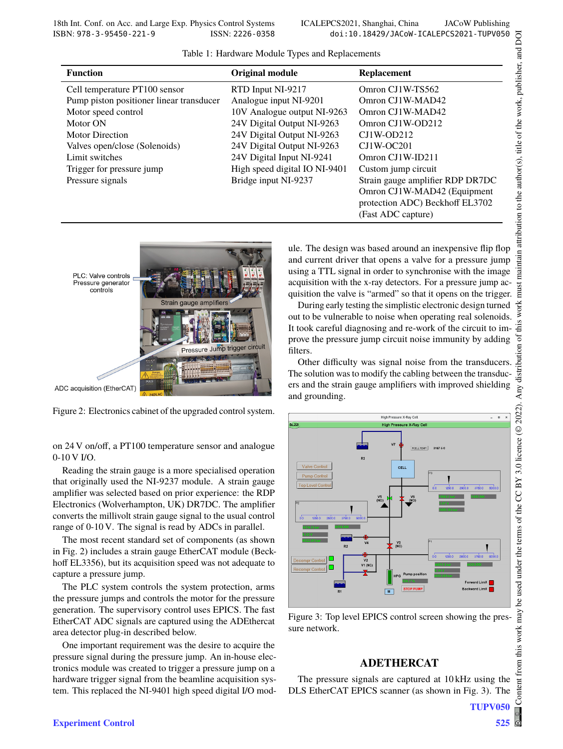Table 1: Hardware Module Types and Replacements

| Function | Original module | Replacement |
|---|---|---|
| Cell temperature PT100 sensor | RTD Input NI-9217 | Omron CJ1W-TS562 |
| Pump piston positioner linear transducer | Analogue input NI-9201 | Omron CJ1W-MAD42 |
| Motor speed control | 10V Analogue output NI-9263 | Omron CJ1W-MAD42 |
| Motor ON | 24V Digital Output NI-9263 | Omron CJ1W-OD212 |
| Motor Direction | 24V Digital Output NI-9263 | CJ1W-OD212 |
| Valves open/close (Solenoids) | 24V Digital Output NI-9263 | CJ1W-OC201 |
| Limit switches | 24V Digital Input NI-9241 | Omron CJ1W-ID211 |
| Trigger for pressure jump | High speed digital IO NI-9401 | Custom jump circuit |
| Pressure signals | Bridge input NI-9237 | Strain gauge amplifier RDP DR7DC Omron CJ1W-MAD42 (Equipment protection ADC) Beckhoff EL3702 (Fast ADC capture) |

Figure 2: Electronics cabinet of the upgraded control system.

on 24 V on/off, a PT100 temperature sensor and analogue 0-10 V I/O.

Reading the strain gauge is a more specialised operation that originally used the NI-9237 module. A strain gauge amplifier was selected based on prior experience: the RDP Electronics (Wolverhampton, UK) DR7DC. The amplifier converts the millivolt strain gauge signal to the usual control range of 0-10 V. The signal is read by ADCs in parallel.

The most recent standard set of components (as shown in Fig. 2) includes a strain gauge EtherCAT module (Beckhoff EL3356), but its acquisition speed was not adequate to capture a pressure jump.

The PLC system controls the system protection, arms the pressure jumps and controls the motor for the pressure generation. The supervisory control uses EPICS. The fast EtherCAT ADC signals are captured using the ADEthercat area detector plug-in described below.

One important requirement was the desire to acquire the pressure signal during the pressure jump. An in-house electronics module was created to trigger a pressure jump on a hardware trigger signal from the beamline acquisition system. This replaced the NI-9401 high speed digital I/O module. The design was based around an inexpensive flip flop and current driver that opens a valve for a pressure jump using a TTL signal in order to synchronise with the image acquisition with the x-ray detectors. For a pressure jump acquisition the valve is "armed" so that it opens on the trigger.

During early testing the simplistic electronic design turned out to be vulnerable to noise when operating real solenoids. It took careful diagnosing and re-work of the circuit to improve the pressure jump circuit noise immunity by adding filters.

Other difficulty was signal noise from the transducers. The solution was to modify the cabling between the transducers and the strain gauge amplifiers with improved shielding and grounding.

Figure 3: Top level EPICS control screen showing the pressure network.

## ADETHERCAT

The pressure signals are captured at 10 kHz using the DLS EtherCAT EPICS scanner (as shown in Fig. 3). The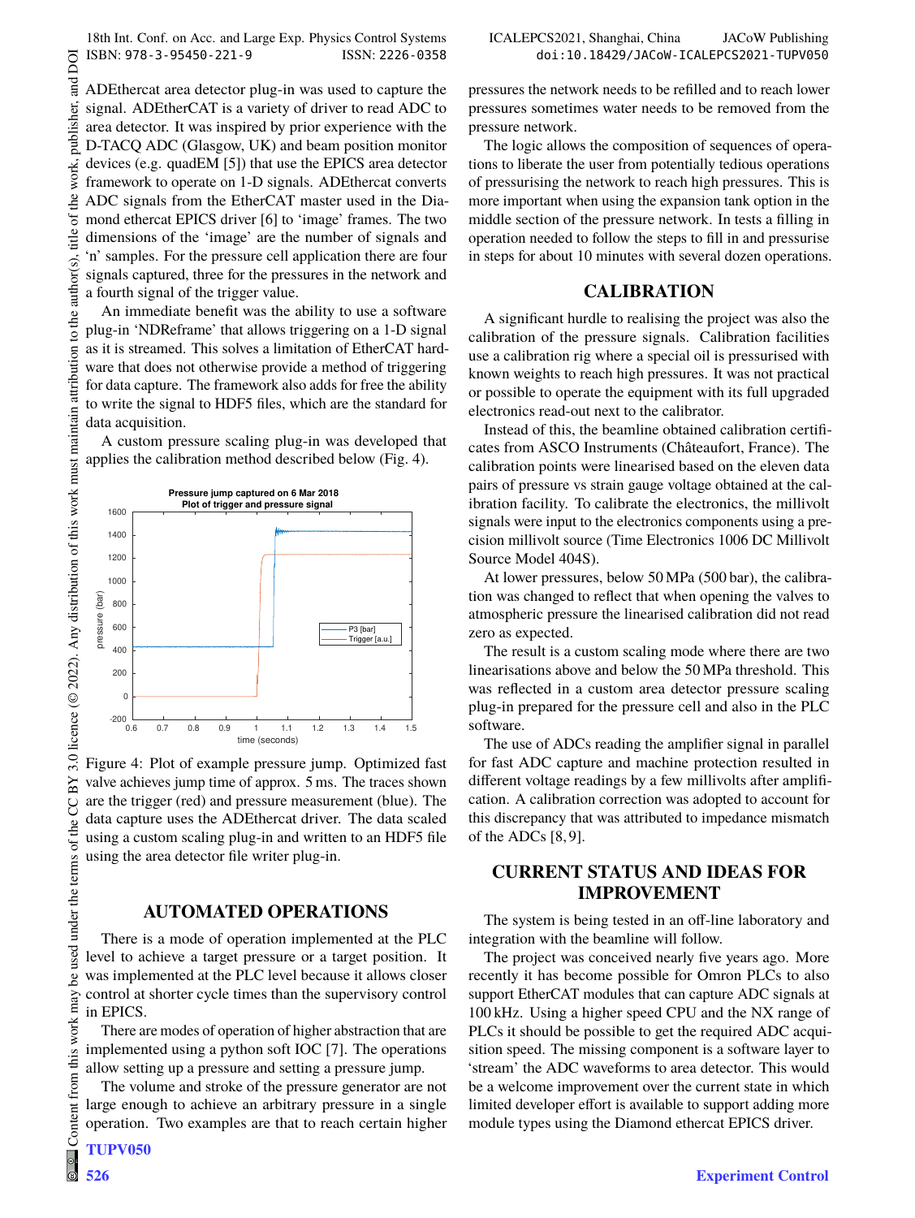ADEthercat area detector plug-in was used to capture the signal. ADEtherCAT is a variety of driver to read ADC to area detector. It was inspired by prior experience with the D-TACQ ADC (Glasgow, UK) and beam position monitor devices (e.g. quadEM [5]) that use the EPICS area detector framework to operate on 1-D signals. ADEthercat converts ADC signals from the EtherCAT master used in the Diamond ethercat EPICS driver [6] to 'image' frames. The two dimensions of the 'image' are the number of signals and 'n' samples. For the pressure cell application there are four signals captured, three for the pressures in the network and a fourth signal of the trigger value.

An immediate benefit was the ability to use a software plug-in 'NDReframe' that allows triggering on a 1-D signal as it is streamed. This solves a limitation of EtherCAT hardware that does not otherwise provide a method of triggering for data capture. The framework also adds for free the ability to write the signal to HDF5 files, which are the standard for data acquisition.

A custom pressure scaling plug-in was developed that applies the calibration method described below (Fig. 4).

Figure 4: Plot of example pressure jump. Optimized fast valve achieves jump time of approx. 5 ms. The traces shown are the trigger (red) and pressure measurement (blue). The data capture uses the ADEthercat driver. The data scaled using a custom scaling plug-in and written to an HDF5 file using the area detector file writer plug-in.

## AUTOMATED OPERATIONS

There is a mode of operation implemented at the PLC level to achieve a target pressure or a target position. It was implemented at the PLC level because it allows closer control at shorter cycle times than the supervisory control in EPICS.

There are modes of operation of higher abstraction that are implemented using a python soft IOC [7]. The operations allow setting up a pressure and setting a pressure jump.

The volume and stroke of the pressure generator are not large enough to achieve an arbitrary pressure in a single operation. Two examples are that to reach certain higher pressures the network needs to be refilled and to reach lower pressures sometimes water needs to be removed from the pressure network.

The logic allows the composition of sequences of operations to liberate the user from potentially tedious operations of pressurising the network to reach high pressures. This is more important when using the expansion tank option in the middle section of the pressure network. In tests a filling in operation needed to follow the steps to fill in and pressurise in steps for about 10 minutes with several dozen operations.

## CALIBRATION

A significant hurdle to realising the project was also the calibration of the pressure signals. Calibration facilities use a calibration rig where a special oil is pressurised with known weights to reach high pressures. It was not practical or possible to operate the equipment with its full upgraded electronics read-out next to the calibrator.

Instead of this, the beamline obtained calibration certificates from ASCO Instruments (Châteaufort, France). The calibration points were linearised based on the eleven data pairs of pressure vs strain gauge voltage obtained at the calibration facility. To calibrate the electronics, the millivolt signals were input to the electronics components using a precision millivolt source (Time Electronics 1006 DC Millivolt Source Model 404S).

At lower pressures, below 50 MPa (500 bar), the calibration was changed to reflect that when opening the valves to atmospheric pressure the linearised calibration did not read zero as expected.

The result is a custom scaling mode where there are two linearisations above and below the 50 MPa threshold. This was reflected in a custom area detector pressure scaling plug-in prepared for the pressure cell and also in the PLC software.

The use of ADCs reading the amplifier signal in parallel for fast ADC capture and machine protection resulted in different voltage readings by a few millivolts after amplification. A calibration correction was adopted to account for this discrepancy that was attributed to impedance mismatch of the ADCs [8, 9].

## CURRENT STATUS AND IDEAS FOR IMPROVEMENT

The system is being tested in an off-line laboratory and integration with the beamline will follow.

The project was conceived nearly five years ago. More recently it has become possible for Omron PLCs to also support EtherCAT modules that can capture ADC signals at 100 kHz. Using a higher speed CPU and the NX range of PLCs it should be possible to get the required ADC acquisition speed. The missing component is a software layer to 'stream' the ADC waveforms to area detector. This would be a welcome improvement over the current state in which limited developer effort is available to support adding more module types using the Diamond ethercat EPICS driver.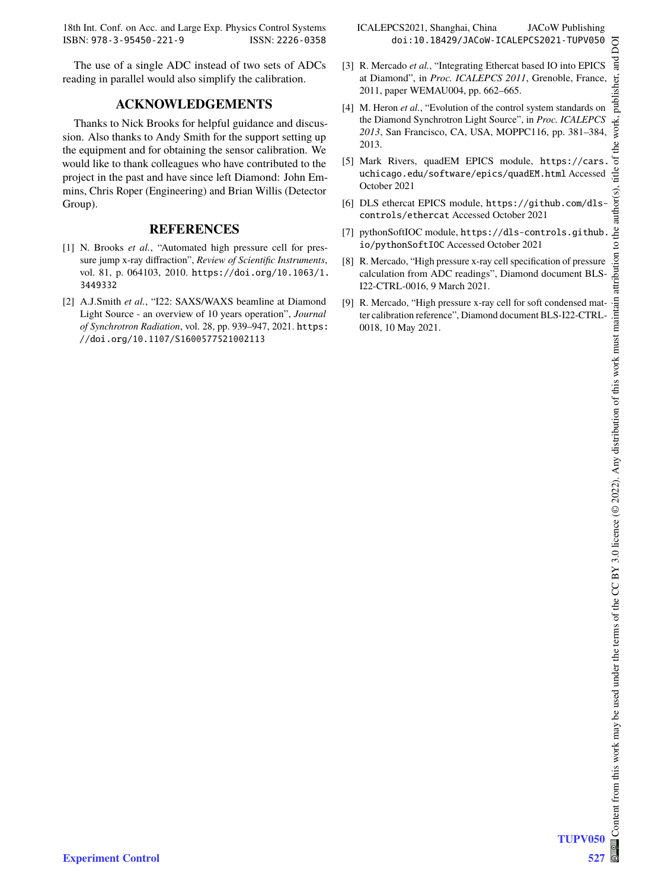The use of a single ADC instead of two sets of ADCs reading in parallel would also simplify the calibration.

## ACKNOWLEDGEMENTS

Thanks to Nick Brooks for helpful guidance and discussion. Also thanks to Andy Smith for the support setting up the equipment and for obtaining the sensor calibration. We would like to thank colleagues who have contributed to the project in the past and have since left Diamond: John Emmins, Chris Roper (Engineering) and Brian Willis (Detector Group).

## REFERENCES

[1] N. Brooks *et al.*, "Automated high pressure cell for pressure jump x-ray diffraction", *Review of Scientific Instruments*, vol. 81, p. 064103, 2010. https://doi.org/10.1063/1.3449332

[2] A.J.Smith *et al.*, "I22: SAXS/WAXS beamline at Diamond Light Source - an overview of 10 years operation", *Journal of Synchrotron Radiation*, vol. 28, pp. 939–947, 2021. https://doi.org/10.1107/S1600577521002113

[3] R. Mercado *et al.*, "Integrating Ethercat based IO into EPICS at Diamond", in *Proc. ICALEPCS 2011*, Grenoble, France, 2011, paper WEMAU004, pp. 662–665.

[4] M. Heron *et al.*, "Evolution of the control system standards on the Diamond Synchrotron Light Source", in *Proc. ICALEPCS 2013*, San Francisco, CA, USA, MOPPC116, pp. 381–384, 2013.

[5] Mark Rivers, quadEM EPICS module, https://cars.uchicago.edu/software/epics/quadEM.html Accessed October 2021

[6] DLS ethercat EPICS module, https://github.com/dls-controls/ethercat Accessed October 2021

[7] pythonSoftIOC module, https://dls-controls.github.io/pythonSoftIOC Accessed October 2021

[8] R. Mercado, "High pressure x-ray cell specification of pressure calculation from ADC readings", Diamond document BLS-I22-CTRL-0016, 9 March 2021.

[9] R. Mercado, "High pressure x-ray cell for soft condensed matter calibration reference", Diamond document BLS-I22-CTRL-0018, 10 May 2021.